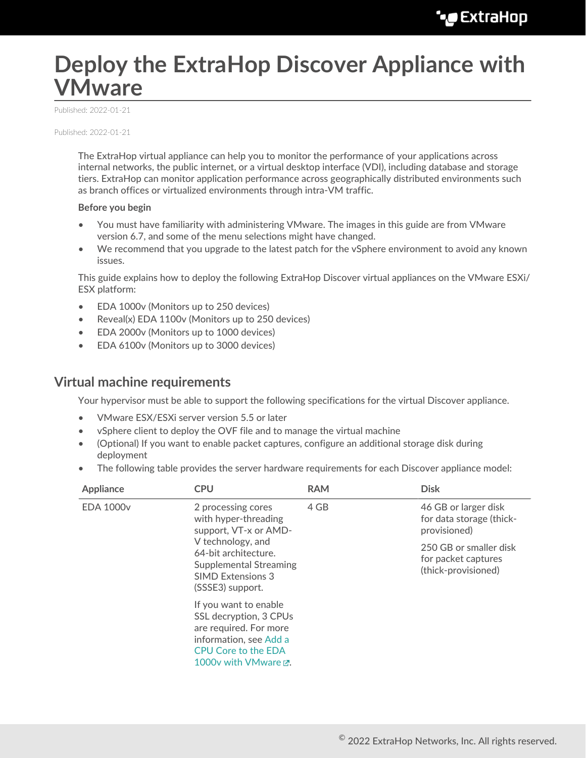# Deploy the ExtraHop Discover Appliance with VMware

Published: 2022-01-21

Published: 2022-01-21

The ExtraHop virtual appliance can help you to monitor the performance of your applications across internal networks, the public internet, or a virtual desktop interface (VDI), including database and storage tiers. ExtraHop can monitor application performance across geographically distributed environments such as branch offices or virtualized environments through intra-VM traffic.

**Before you begin**

- You must have familiarity with administering VMware. The images in this guide are from VMware version 6.7, and some of the menu selections might have changed.
- We recommend that you upgrade to the latest patch for the vSphere environment to avoid any known issues.

This guide explains how to deploy the following ExtraHop Discover virtual appliances on the VMware ESXi/ESX platform:

- EDA 1000v (Monitors up to 250 devices)
- Reveal(x) EDA 1100v (Monitors up to 250 devices)
- EDA 2000v (Monitors up to 1000 devices)
- EDA 6100v (Monitors up to 3000 devices)

## Virtual machine requirements

Your hypervisor must be able to support the following specifications for the virtual Discover appliance.

- VMware ESX/ESXi server version 5.5 or later
- vSphere client to deploy the OVF file and to manage the virtual machine
- (Optional) If you want to enable packet captures, configure an additional storage disk during deployment
- The following table provides the server hardware requirements for each Discover appliance model:

| Appliance | CPU | RAM | Disk |
| --- | --- | --- | --- |
| EDA 1000v | 2 processing cores with hyper-threading support, VT-x or AMD-V technology, and 64-bit architecture. Supplemental Streaming SIMD Extensions 3 (SSSE3) support.<br><br>If you want to enable SSL decryption, 3 CPUs are required. For more information, see Add a CPU Core to the EDA 1000v with VMware. | 4 GB | 46 GB or larger disk for data storage (thick-provisioned)<br><br>250 GB or smaller disk for packet captures (thick-provisioned) |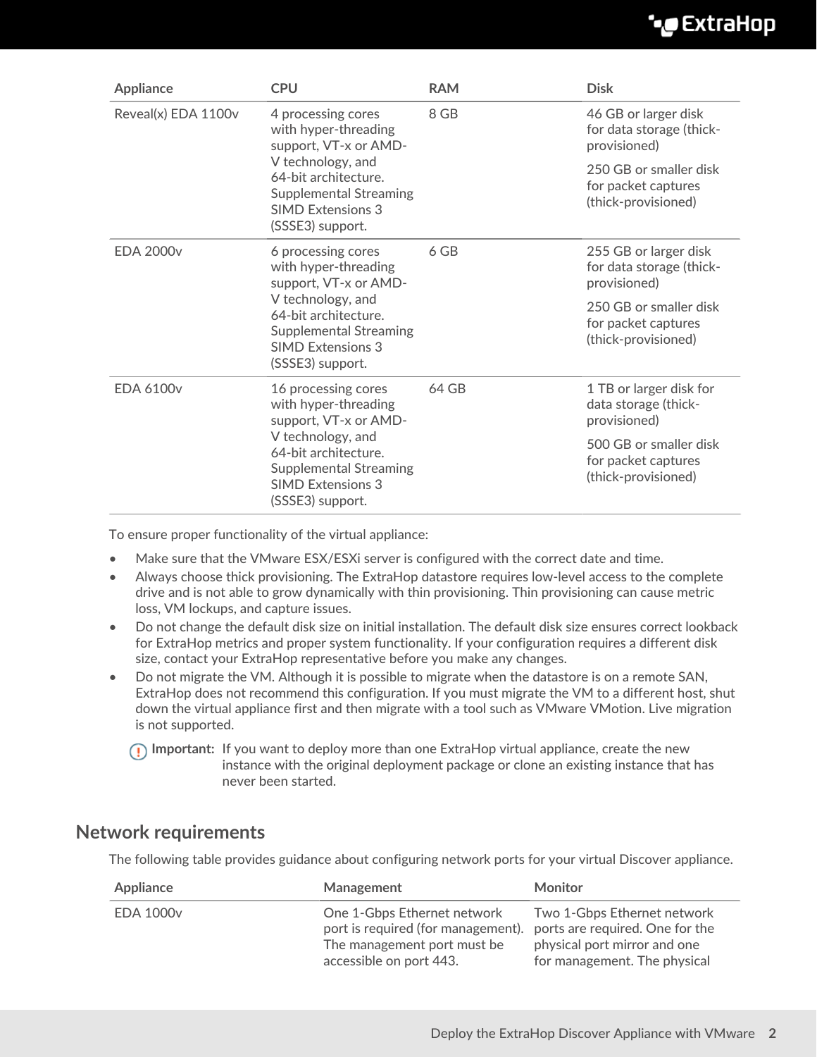| Appliance | CPU | RAM | Disk |
|---|---|---|---|
| Reveal(x) EDA 1100v | 4 processing cores with hyper-threading support, VT-x or AMD-V technology, and 64-bit architecture. Supplemental Streaming SIMD Extensions 3 (SSSE3) support. | 8 GB | 46 GB or larger disk for data storage (thick-provisioned)<br><br>250 GB or smaller disk for packet captures (thick-provisioned) |
| EDA 2000v | 6 processing cores with hyper-threading support, VT-x or AMD-V technology, and 64-bit architecture. Supplemental Streaming SIMD Extensions 3 (SSSE3) support. | 6 GB | 255 GB or larger disk for data storage (thick-provisioned)<br><br>250 GB or smaller disk for packet captures (thick-provisioned) |
| EDA 6100v | 16 processing cores with hyper-threading support, VT-x or AMD-V technology, and 64-bit architecture. Supplemental Streaming SIMD Extensions 3 (SSSE3) support. | 64 GB | 1 TB or larger disk for data storage (thick-provisioned)<br><br>500 GB or smaller disk for packet captures (thick-provisioned) |

To ensure proper functionality of the virtual appliance:

- Make sure that the VMware ESX/ESXi server is configured with the correct date and time.
- Always choose thick provisioning. The ExtraHop datastore requires low-level access to the complete drive and is not able to grow dynamically with thin provisioning. Thin provisioning can cause metric loss, VM lockups, and capture issues.
- Do not change the default disk size on initial installation. The default disk size ensures correct lookback for ExtraHop metrics and proper system functionality. If your configuration requires a different disk size, contact your ExtraHop representative before you make any changes.
- Do not migrate the VM. Although it is possible to migrate when the datastore is on a remote SAN, ExtraHop does not recommend this configuration. If you must migrate the VM to a different host, shut down the virtual appliance first and then migrate with a tool such as VMware VMotion. Live migration is not supported.

**Important:** If you want to deploy more than one ExtraHop virtual appliance, create the new instance with the original deployment package or clone an existing instance that has never been started.

## Network requirements

The following table provides guidance about configuring network ports for your virtual Discover appliance.

| Appliance | Management | Monitor |
|---|---|---|
| EDA 1000v | One 1-Gbps Ethernet network port is required (for management). The management port must be accessible on port 443. | Two 1-Gbps Ethernet network ports are required. One for the physical port mirror and one for management. The physical |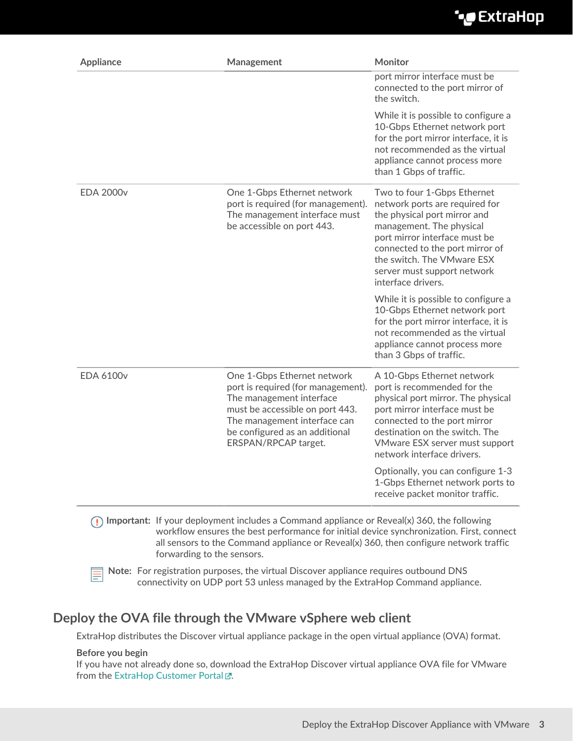| Appliance | Management | Monitor |
| --- | --- | --- |
| | | port mirror interface must be connected to the port mirror of the switch.<br><br>While it is possible to configure a 10-Gbps Ethernet network port for the port mirror interface, it is not recommended as the virtual appliance cannot process more than 1 Gbps of traffic. |
| EDA 2000v | One 1-Gbps Ethernet network port is required (for management). The management interface must be accessible on port 443. | Two to four 1-Gbps Ethernet network ports are required for the physical port mirror and management. The physical port mirror interface must be connected to the port mirror of the switch. The VMware ESX server must support network interface drivers.<br><br>While it is possible to configure a 10-Gbps Ethernet network port for the port mirror interface, it is not recommended as the virtual appliance cannot process more than 3 Gbps of traffic. |
| EDA 6100v | One 1-Gbps Ethernet network port is required (for management). The management interface must be accessible on port 443. The management interface can be configured as an additional ERSPAN/RPCAP target. | A 10-Gbps Ethernet network port is recommended for the physical port mirror. The physical port mirror interface must be connected to the port mirror destination on the switch. The VMware ESX server must support network interface drivers.<br><br>Optionally, you can configure 1-3 1-Gbps Ethernet network ports to receive packet monitor traffic. |

**Important:** If your deployment includes a Command appliance or Reveal(x) 360, the following workflow ensures the best performance for initial device synchronization. First, connect all sensors to the Command appliance or Reveal(x) 360, then configure network traffic forwarding to the sensors.

**Note:** For registration purposes, the virtual Discover appliance requires outbound DNS connectivity on UDP port 53 unless managed by the ExtraHop Command appliance.

## Deploy the OVA file through the VMware vSphere web client

ExtraHop distributes the Discover virtual appliance package in the open virtual appliance (OVA) format.

**Before you begin**

If you have not already done so, download the ExtraHop Discover virtual appliance OVA file for VMware from the ExtraHop Customer Portal.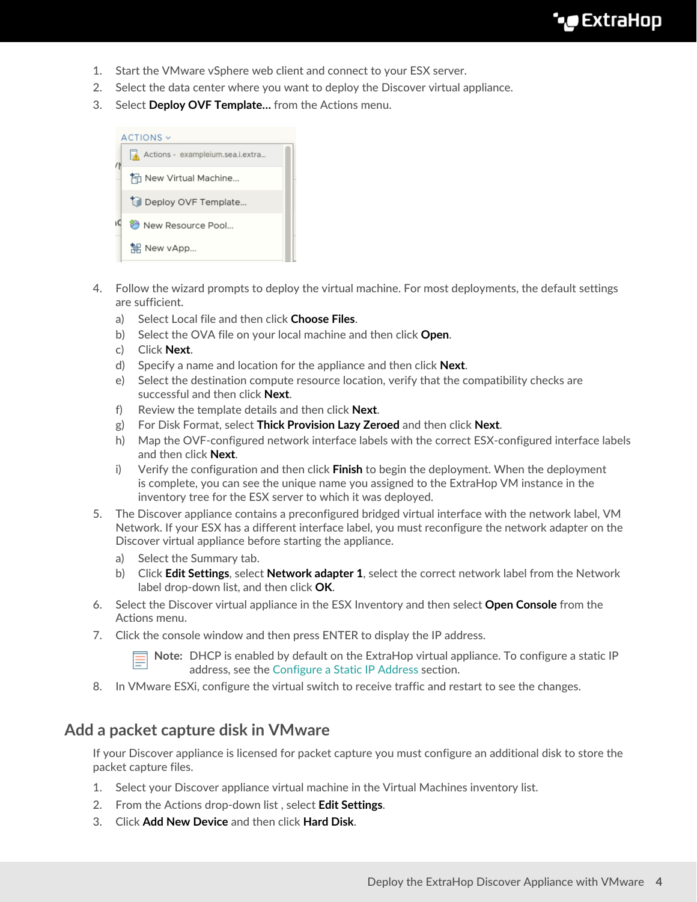1. Start the VMware vSphere web client and connect to your ESX server.
2. Select the data center where you want to deploy the Discover virtual appliance.
3. Select **Deploy OVF Template...** from the Actions menu.

4. Follow the wizard prompts to deploy the virtual machine. For most deployments, the default settings are sufficient.
   a) Select Local file and then click **Choose Files**.
   b) Select the OVA file on your local machine and then click **Open**.
   c) Click **Next**.
   d) Specify a name and location for the appliance and then click **Next**.
   e) Select the destination compute resource location, verify that the compatibility checks are successful and then click **Next**.
   f) Review the template details and then click **Next**.
   g) For Disk Format, select **Thick Provision Lazy Zeroed** and then click **Next**.
   h) Map the OVF-configured network interface labels with the correct ESX-configured interface labels and then click **Next**.
   i) Verify the configuration and then click **Finish** to begin the deployment. When the deployment is complete, you can see the unique name you assigned to the ExtraHop VM instance in the inventory tree for the ESX server to which it was deployed.
5. The Discover appliance contains a preconfigured bridged virtual interface with the network label, VM Network. If your ESX has a different interface label, you must reconfigure the network adapter on the Discover virtual appliance before starting the appliance.
   a) Select the Summary tab.
   b) Click **Edit Settings**, select **Network adapter 1**, select the correct network label from the Network label drop-down list, and then click **OK**.
6. Select the Discover virtual appliance in the ESX Inventory and then select **Open Console** from the Actions menu.
7. Click the console window and then press ENTER to display the IP address.

   **Note:** DHCP is enabled by default on the ExtraHop virtual appliance. To configure a static IP address, see the Configure a Static IP Address section.
8. In VMware ESXi, configure the virtual switch to receive traffic and restart to see the changes.

## Add a packet capture disk in VMware

If your Discover appliance is licensed for packet capture you must configure an additional disk to store the packet capture files.

1. Select your Discover appliance virtual machine in the Virtual Machines inventory list.
2. From the Actions drop-down list , select **Edit Settings**.
3. Click **Add New Device** and then click **Hard Disk**.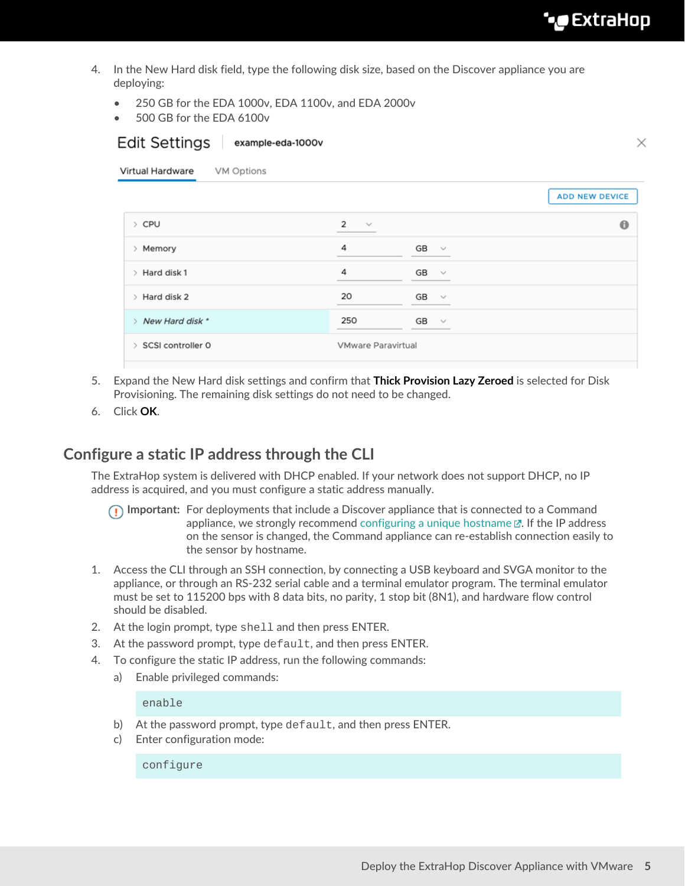4. In the New Hard disk field, type the following disk size, based on the Discover appliance you are deploying:
   - 250 GB for the EDA 1000v, EDA 1100v, and EDA 2000v
   - 500 GB for the EDA 6100v
5. Expand the New Hard disk settings and confirm that **Thick Provision Lazy Zeroed** is selected for Disk Provisioning. The remaining disk settings do not need to be changed.
6. Click **OK**.

## Configure a static IP address through the CLI

The ExtraHop system is delivered with DHCP enabled. If your network does not support DHCP, no IP address is acquired, and you must configure a static address manually.

> **Important:** For deployments that include a Discover appliance that is connected to a Command appliance, we strongly recommend configuring a unique hostname. If the IP address on the sensor is changed, the Command appliance can re-establish connection easily to the sensor by hostname.

1. Access the CLI through an SSH connection, by connecting a USB keyboard and SVGA monitor to the appliance, or through an RS-232 serial cable and a terminal emulator program. The terminal emulator must be set to 115200 bps with 8 data bits, no parity, 1 stop bit (8N1), and hardware flow control should be disabled.
2. At the login prompt, type `shell` and then press ENTER.
3. At the password prompt, type `default`, and then press ENTER.
4. To configure the static IP address, run the following commands:
   a) Enable privileged commands:

   ```
   enable
   ```

   b) At the password prompt, type `default`, and then press ENTER.
   c) Enter configuration mode:

   ```
   configure
   ```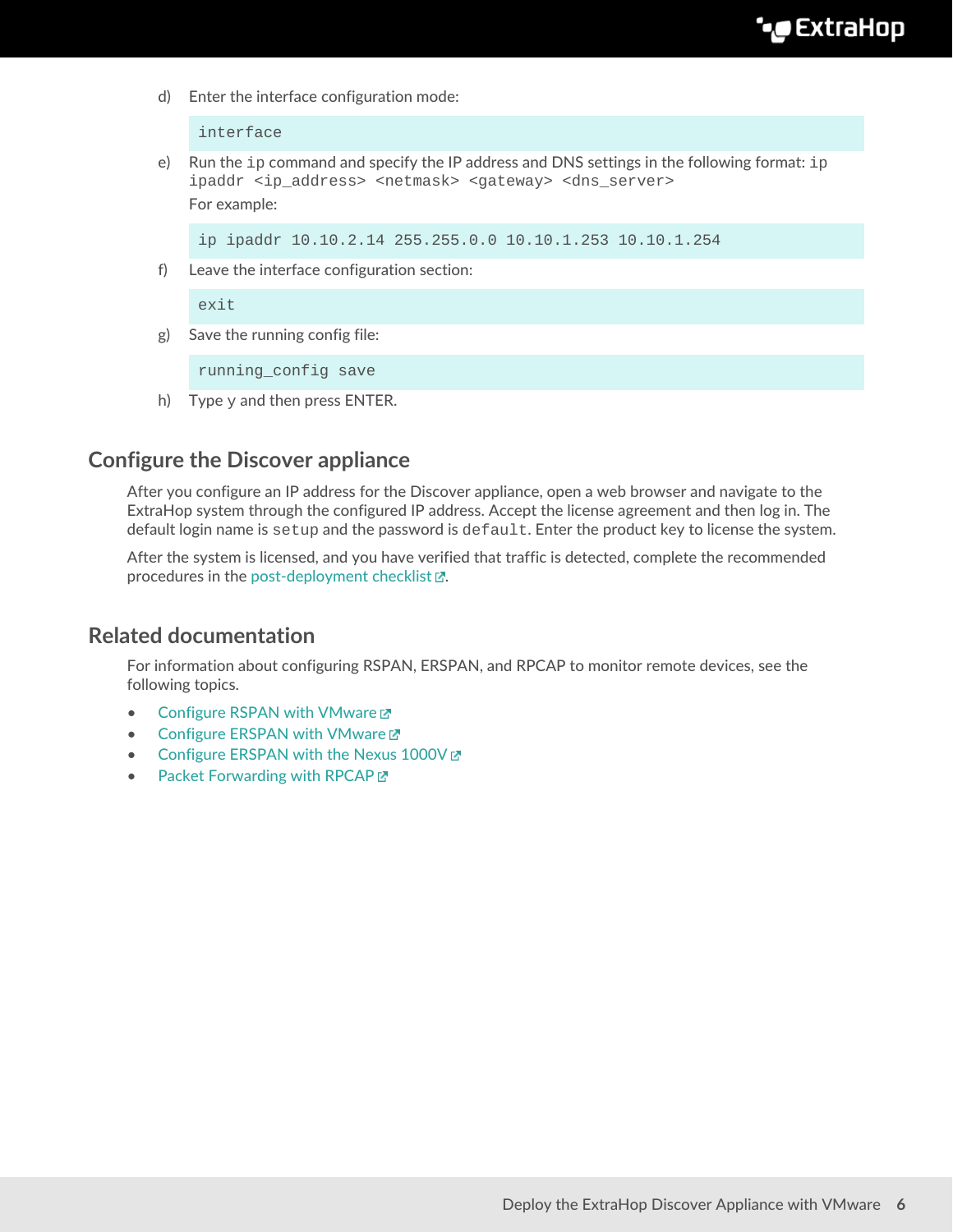d) Enter the interface configuration mode:

```
interface
```

e) Run the `ip` command and specify the IP address and DNS settings in the following format: `ip ipaddr <ip_address> <netmask> <gateway> <dns_server>`

For example:

```
ip ipaddr 10.10.2.14 255.255.0.0 10.10.1.253 10.10.1.254
```

f) Leave the interface configuration section:

```
exit
```

g) Save the running config file:

```
running_config save
```

h) Type y and then press ENTER.

## Configure the Discover appliance

After you configure an IP address for the Discover appliance, open a web browser and navigate to the ExtraHop system through the configured IP address. Accept the license agreement and then log in. The default login name is `setup` and the password is `default`. Enter the product key to license the system.

After the system is licensed, and you have verified that traffic is detected, complete the recommended procedures in the post-deployment checklist.

## Related documentation

For information about configuring RSPAN, ERSPAN, and RPCAP to monitor remote devices, see the following topics.

- Configure RSPAN with VMware
- Configure ERSPAN with VMware
- Configure ERSPAN with the Nexus 1000V
- Packet Forwarding with RPCAP